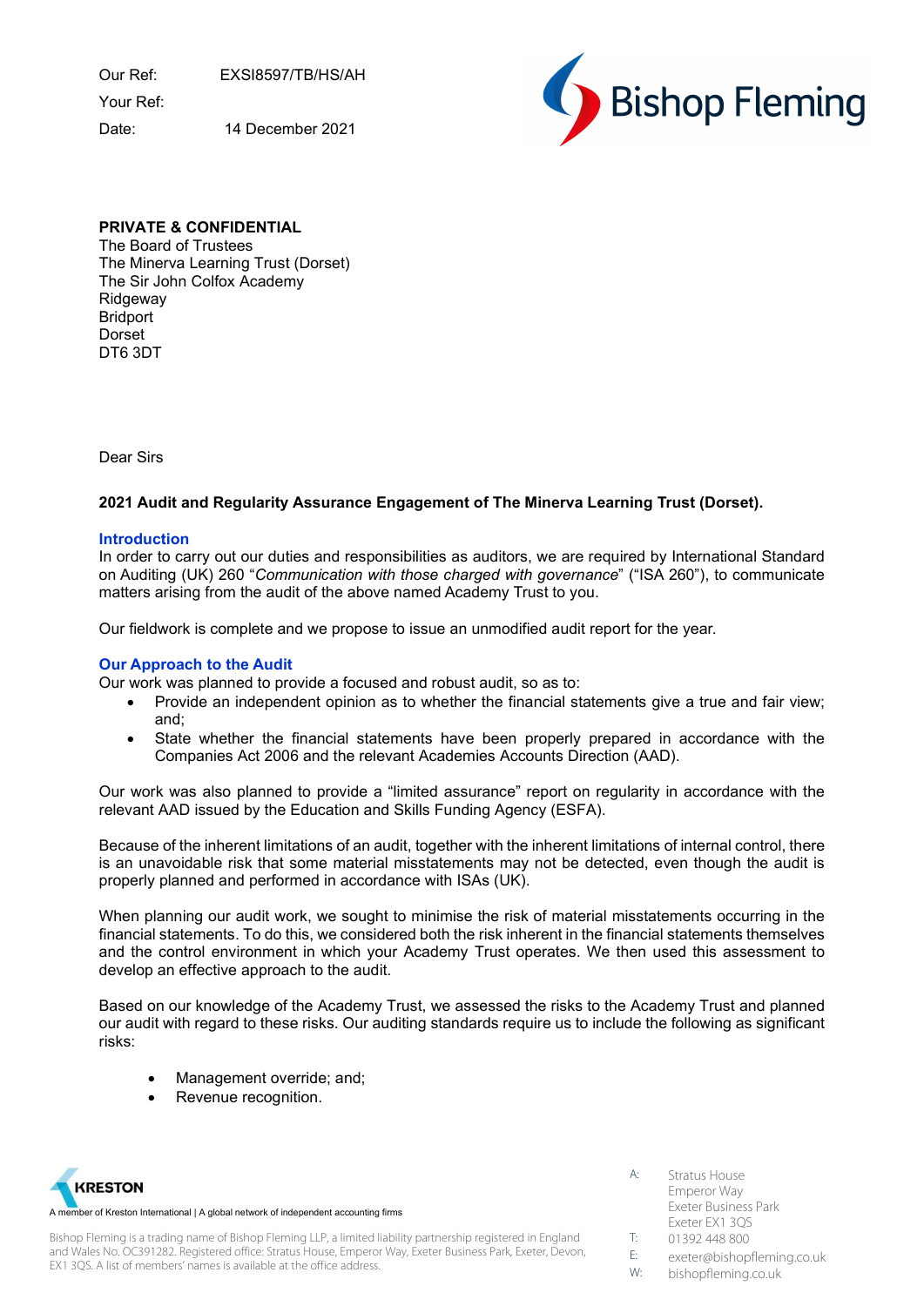Our Ref: EXSI8597/TB/HS/AH

Your Ref:

Date: 14 December 2021

**PRIVATE & CONFIDENTIAL**
The Board of Trustees
The Minerva Learning Trust (Dorset)
The Sir John Colfox Academy
Ridgeway
Bridport
Dorset
DT6 3DT

Dear Sirs

**2021 Audit and Regularity Assurance Engagement of The Minerva Learning Trust (Dorset).**

## Introduction

In order to carry out our duties and responsibilities as auditors, we are required by International Standard on Auditing (UK) 260 "*Communication with those charged with governance*" ("ISA 260"), to communicate matters arising from the audit of the above named Academy Trust to you.

Our fieldwork is complete and we propose to issue an unmodified audit report for the year.

## Our Approach to the Audit

Our work was planned to provide a focused and robust audit, so as to:

- Provide an independent opinion as to whether the financial statements give a true and fair view; and;
- State whether the financial statements have been properly prepared in accordance with the Companies Act 2006 and the relevant Academies Accounts Direction (AAD).

Our work was also planned to provide a "limited assurance" report on regularity in accordance with the relevant AAD issued by the Education and Skills Funding Agency (ESFA).

Because of the inherent limitations of an audit, together with the inherent limitations of internal control, there is an unavoidable risk that some material misstatements may not be detected, even though the audit is properly planned and performed in accordance with ISAs (UK).

When planning our audit work, we sought to minimise the risk of material misstatements occurring in the financial statements. To do this, we considered both the risk inherent in the financial statements themselves and the control environment in which your Academy Trust operates. We then used this assessment to develop an effective approach to the audit.

Based on our knowledge of the Academy Trust, we assessed the risks to the Academy Trust and planned our audit with regard to these risks. Our auditing standards require us to include the following as significant risks:

- Management override; and;
- Revenue recognition.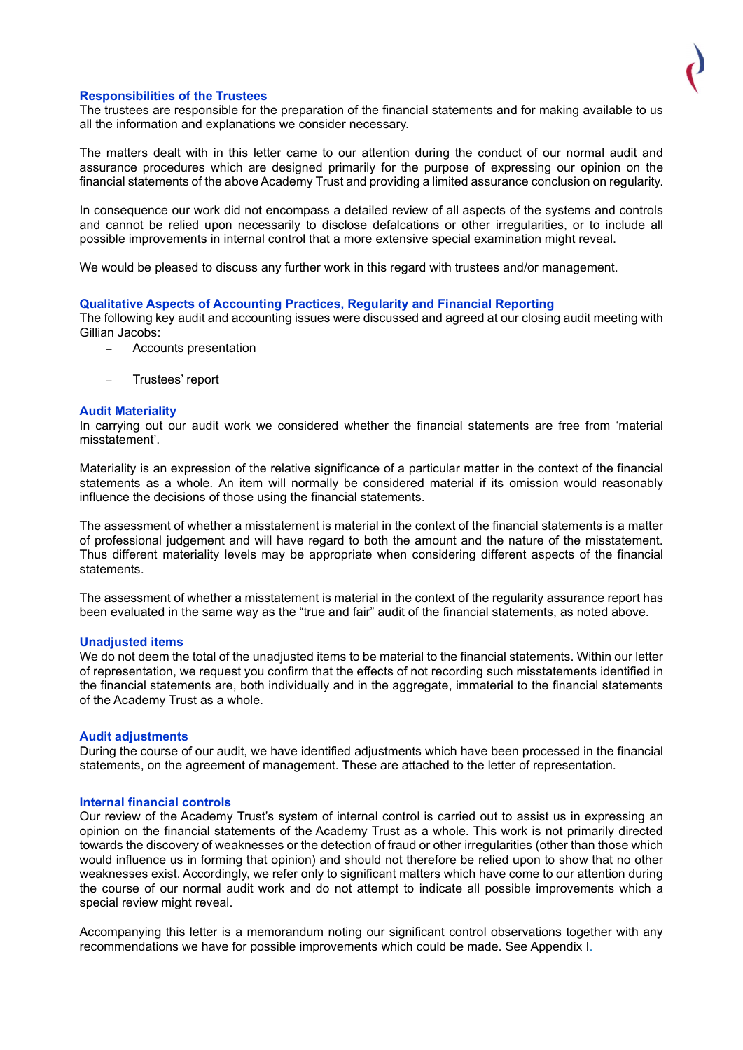## Responsibilities of the Trustees

The trustees are responsible for the preparation of the financial statements and for making available to us all the information and explanations we consider necessary.

The matters dealt with in this letter came to our attention during the conduct of our normal audit and assurance procedures which are designed primarily for the purpose of expressing our opinion on the financial statements of the above Academy Trust and providing a limited assurance conclusion on regularity.

In consequence our work did not encompass a detailed review of all aspects of the systems and controls and cannot be relied upon necessarily to disclose defalcations or other irregularities, or to include all possible improvements in internal control that a more extensive special examination might reveal.

We would be pleased to discuss any further work in this regard with trustees and/or management.

## Qualitative Aspects of Accounting Practices, Regularity and Financial Reporting

The following key audit and accounting issues were discussed and agreed at our closing audit meeting with Gillian Jacobs:

- Accounts presentation
- Trustees' report

## Audit Materiality

In carrying out our audit work we considered whether the financial statements are free from 'material misstatement'.

Materiality is an expression of the relative significance of a particular matter in the context of the financial statements as a whole. An item will normally be considered material if its omission would reasonably influence the decisions of those using the financial statements.

The assessment of whether a misstatement is material in the context of the financial statements is a matter of professional judgement and will have regard to both the amount and the nature of the misstatement. Thus different materiality levels may be appropriate when considering different aspects of the financial statements.

The assessment of whether a misstatement is material in the context of the regularity assurance report has been evaluated in the same way as the "true and fair" audit of the financial statements, as noted above.

## Unadjusted items

We do not deem the total of the unadjusted items to be material to the financial statements. Within our letter of representation, we request you confirm that the effects of not recording such misstatements identified in the financial statements are, both individually and in the aggregate, immaterial to the financial statements of the Academy Trust as a whole.

## Audit adjustments

During the course of our audit, we have identified adjustments which have been processed in the financial statements, on the agreement of management. These are attached to the letter of representation.

## Internal financial controls

Our review of the Academy Trust's system of internal control is carried out to assist us in expressing an opinion on the financial statements of the Academy Trust as a whole. This work is not primarily directed towards the discovery of weaknesses or the detection of fraud or other irregularities (other than those which would influence us in forming that opinion) and should not therefore be relied upon to show that no other weaknesses exist. Accordingly, we refer only to significant matters which have come to our attention during the course of our normal audit work and do not attempt to indicate all possible improvements which a special review might reveal.

Accompanying this letter is a memorandum noting our significant control observations together with any recommendations we have for possible improvements which could be made. See Appendix I.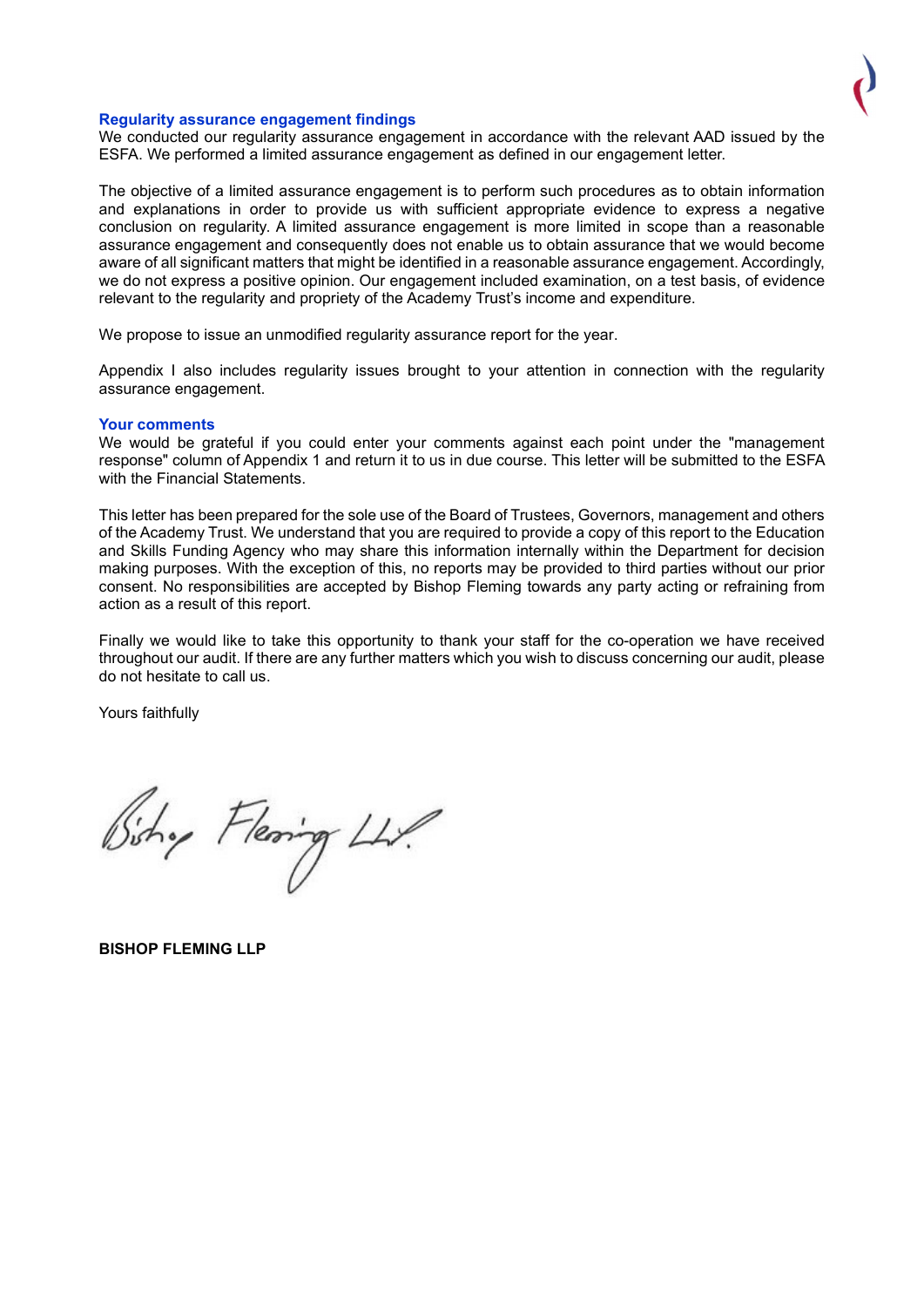### Regularity assurance engagement findings

We conducted our regularity assurance engagement in accordance with the relevant AAD issued by the ESFA. We performed a limited assurance engagement as defined in our engagement letter.

The objective of a limited assurance engagement is to perform such procedures as to obtain information and explanations in order to provide us with sufficient appropriate evidence to express a negative conclusion on regularity. A limited assurance engagement is more limited in scope than a reasonable assurance engagement and consequently does not enable us to obtain assurance that we would become aware of all significant matters that might be identified in a reasonable assurance engagement. Accordingly, we do not express a positive opinion. Our engagement included examination, on a test basis, of evidence relevant to the regularity and propriety of the Academy Trust's income and expenditure.

We propose to issue an unmodified regularity assurance report for the year.

Appendix I also includes regularity issues brought to your attention in connection with the regularity assurance engagement.

### Your comments

We would be grateful if you could enter your comments against each point under the "management response" column of Appendix 1 and return it to us in due course. This letter will be submitted to the ESFA with the Financial Statements.

This letter has been prepared for the sole use of the Board of Trustees, Governors, management and others of the Academy Trust. We understand that you are required to provide a copy of this report to the Education and Skills Funding Agency who may share this information internally within the Department for decision making purposes. With the exception of this, no reports may be provided to third parties without our prior consent. No responsibilities are accepted by Bishop Fleming towards any party acting or refraining from action as a result of this report.

Finally we would like to take this opportunity to thank your staff for the co-operation we have received throughout our audit. If there are any further matters which you wish to discuss concerning our audit, please do not hesitate to call us.

Yours faithfully

Bishop Fleming LLP

**BISHOP FLEMING LLP**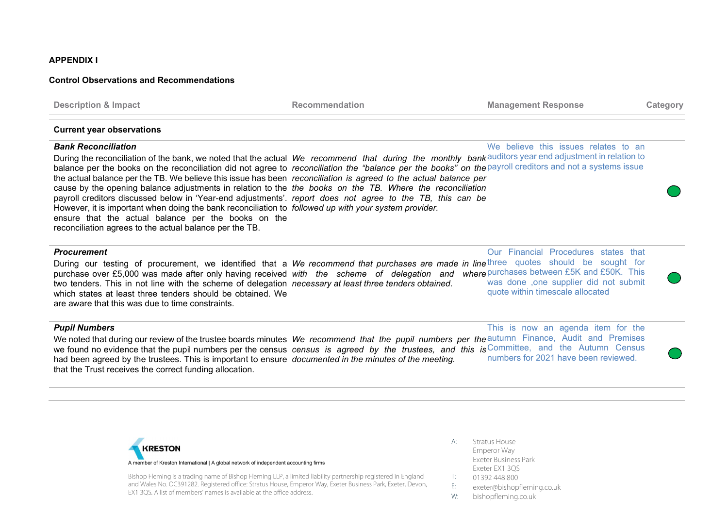**APPENDIX I**

**Control Observations and Recommendations**

| Description & Impact | Recommendation | Management Response | Category |
|---|---|---|---|
| **Current year observations** | | | |
| ***Bank Reconciliation*** During the reconciliation of the bank, we noted that the actual balance per the books on the reconciliation did not agree to the actual balance per the TB. We believe this issue has been cause by the opening balance adjustments in relation to the payroll creditors discussed below in 'Year-end adjustments'. However, it is important when doing the bank reconciliation to ensure that the actual balance per the books on the reconciliation agrees to the actual balance per the TB. | *We recommend that during the monthly bank reconciliation the "balance per the books" on the reconciliation is agreed to the actual balance per the books on the TB. Where the reconciliation report does not agree to the TB, this can be followed up with your system provider.* | We believe this issues relates to an auditors year end adjustment in relation to payroll creditors and not a systems issue | Green |
| ***Procurement*** During our testing of procurement, we identified that a purchase over £5,000 was made after only having received two tenders. This in not line with the scheme of delegation which states at least three tenders should be obtained. We are aware that this was due to time constraints. | *We recommend that purchases are made in line with the scheme of delegation and where necessary at least three tenders obtained.* | Our Financial Procedures states that three quotes should be sought for purchases between £5K and £50K. This was done ,one supplier did not submit quote within timescale allocated | Green |
| ***Pupil Numbers*** We noted that during our review of the trustee boards minutes we found no evidence that the pupil numbers per the census had been agreed by the trustees. This is important to ensure that the Trust receives the correct funding allocation. | *We recommend that the pupil numbers per the census is agreed by the trustees, and this is documented in the minutes of the meeting.* | This is now an agenda item for the autumn Finance, Audit and Premises Committee, and the Autumn Census numbers for 2021 have been reviewed. | Green |

KRESTON

A member of Kreston International | A global network of independent accounting firms

Bishop Fleming is a trading name of Bishop Fleming LLP, a limited liability partnership registered in England and Wales No. OC391282. Registered office: Stratus House, Emperor Way, Exeter Business Park, Exeter, Devon, EX1 3QS. A list of members' names is available at the office address.

A: Stratus House, Emperor Way, Exeter Business Park, Exeter EX1 3QS
T: 01392 448 800
E: exeter@bishopfleming.co.uk
W: bishopfleming.co.uk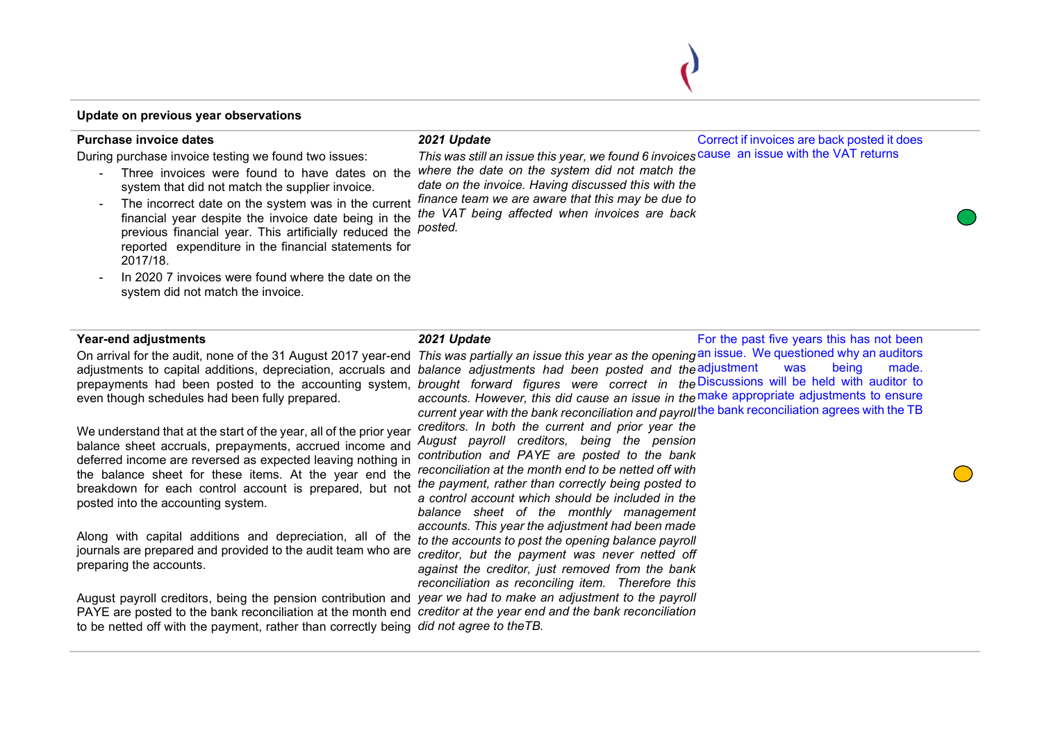## Update on previous year observations

| Observation | 2021 Update | Management response | Status |
|---|---|---|---|
| **Purchase invoice dates**<br>During purchase invoice testing we found two issues:<br>- Three invoices were found to have dates on the system that did not match the supplier invoice.<br>- The incorrect date on the system was in the current financial year despite the invoice date being in the previous financial year. This artificially reduced the reported expenditure in the financial statements for 2017/18.<br>- In 2020 7 invoices were found where the date on the system did not match the invoice. | ***2021 Update***<br>*This was still an issue this year, we found 6 invoices where the date on the system did not match the date on the invoice. Having discussed this with the finance team we are aware that this may be due to the VAT being affected when invoices are back posted.* | Correct if invoices are back posted it does cause an issue with the VAT returns | Green |
| **Year-end adjustments**<br>On arrival for the audit, none of the 31 August 2017 year-end adjustments to capital additions, depreciation, accruals and prepayments had been posted to the accounting system, even though schedules had been fully prepared.<br><br>We understand that at the start of the year, all of the prior year balance sheet accruals, prepayments, accrued income and deferred income are reversed as expected leaving nothing in the balance sheet for these items. At the year end the breakdown for each control account is prepared, but not posted into the accounting system.<br><br>Along with capital additions and depreciation, all of the journals are prepared and provided to the audit team who are preparing the accounts.<br><br>August payroll creditors, being the pension contribution and PAYE are posted to the bank reconciliation at the month end to be netted off with the payment, rather than correctly being | ***2021 Update***<br>*This was partially an issue this year as the opening balance adjustments had been posted and the brought forward figures were correct in the accounts. However, this did cause an issue in the current year with the bank reconciliation and payroll creditors. In both the current and prior year the August payroll creditors, being the pension contribution and PAYE are posted to the bank reconciliation at the month end to be netted off with the payment, rather than correctly being posted to a control account which should be included in the balance sheet of the monthly management accounts. This year the adjustment had been made to the accounts to post the opening balance payroll creditor, but the payment was never netted off against the creditor, just removed from the bank reconciliation as reconciling item. Therefore this year we had to make an adjustment to the payroll creditor at the year end and the bank reconciliation did not agree to theTB.* | For the past five years this has not been an issue. We questioned why an auditors adjustment was being made. Discussions will be held with auditor to make appropriate adjustments to ensure the bank reconciliation agrees with the TB | Amber |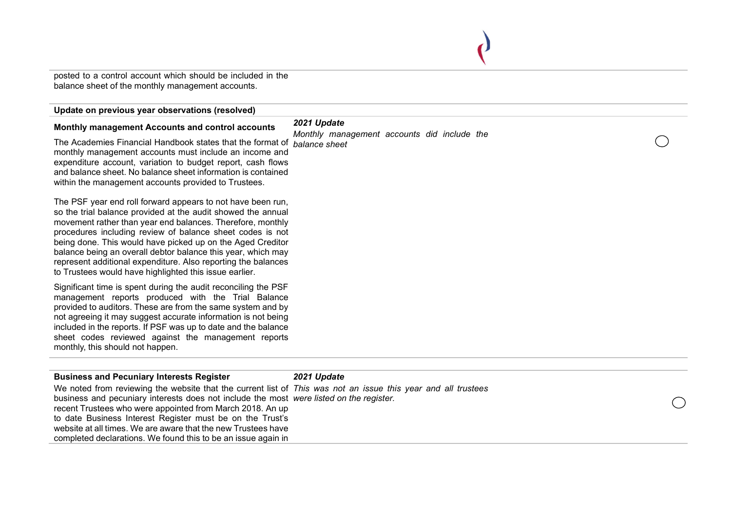posted to a control account which should be included in the balance sheet of the monthly management accounts.

| **Update on previous year observations (resolved)** | | |
|---|---|---|
| **Monthly management Accounts and control accounts**<br><br>The Academies Financial Handbook states that the format of monthly management accounts must include an income and expenditure account, variation to budget report, cash flows and balance sheet. No balance sheet information is contained within the management accounts provided to Trustees.<br><br>The PSF year end roll forward appears to not have been run, so the trial balance provided at the audit showed the annual movement rather than year end balances. Therefore, monthly procedures including review of balance sheet codes is not being done. This would have picked up on the Aged Creditor balance being an overall debtor balance this year, which may represent additional expenditure. Also reporting the balances to Trustees would have highlighted this issue earlier.<br><br>Significant time is spent during the audit reconciling the PSF management reports produced with the Trial Balance provided to auditors. These are from the same system and by not agreeing it may suggest accurate information is not being included in the reports. If PSF was up to date and the balance sheet codes reviewed against the management reports monthly, this should not happen. | ***2021 Update***<br><br>*Monthly management accounts did include the balance sheet* | |
| **Business and Pecuniary Interests Register**<br><br>We noted from reviewing the website that the current list of business and pecuniary interests does not include the most recent Trustees who were appointed from March 2018. An up to date Business Interest Register must be on the Trust's website at all times. We are aware that the new Trustees have completed declarations. We found this to be an issue again in | ***2021 Update***<br><br>*This was not an issue this year and all trustees were listed on the register.* | |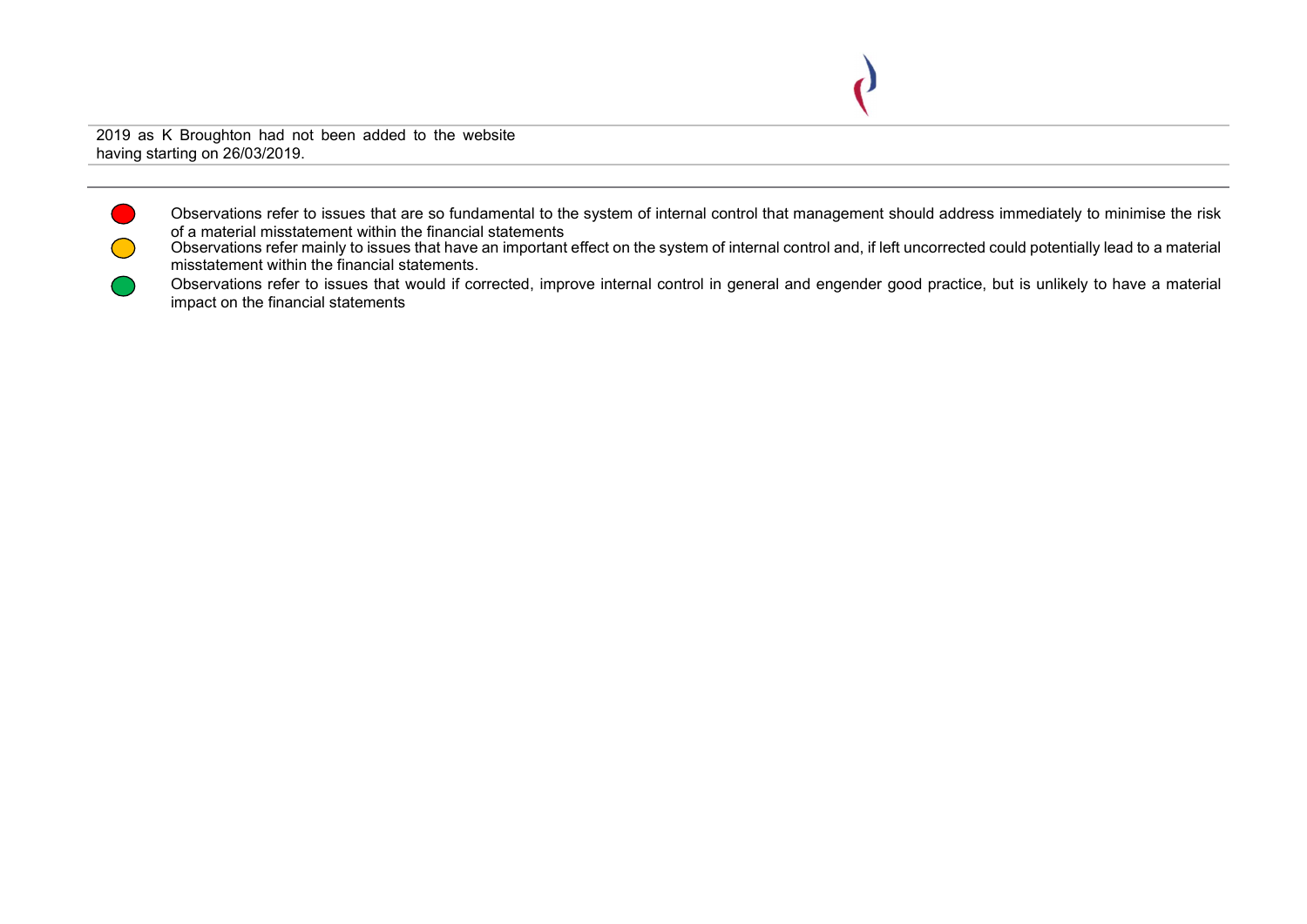2019 as K Broughton had not been added to the website having starting on 26/03/2019.

- 🔴 Observations refer to issues that are so fundamental to the system of internal control that management should address immediately to minimise the risk of a material misstatement within the financial statements
- 🟡 Observations refer mainly to issues that have an important effect on the system of internal control and, if left uncorrected could potentially lead to a material misstatement within the financial statements.
- 🟢 Observations refer to issues that would if corrected, improve internal control in general and engender good practice, but is unlikely to have a material impact on the financial statements